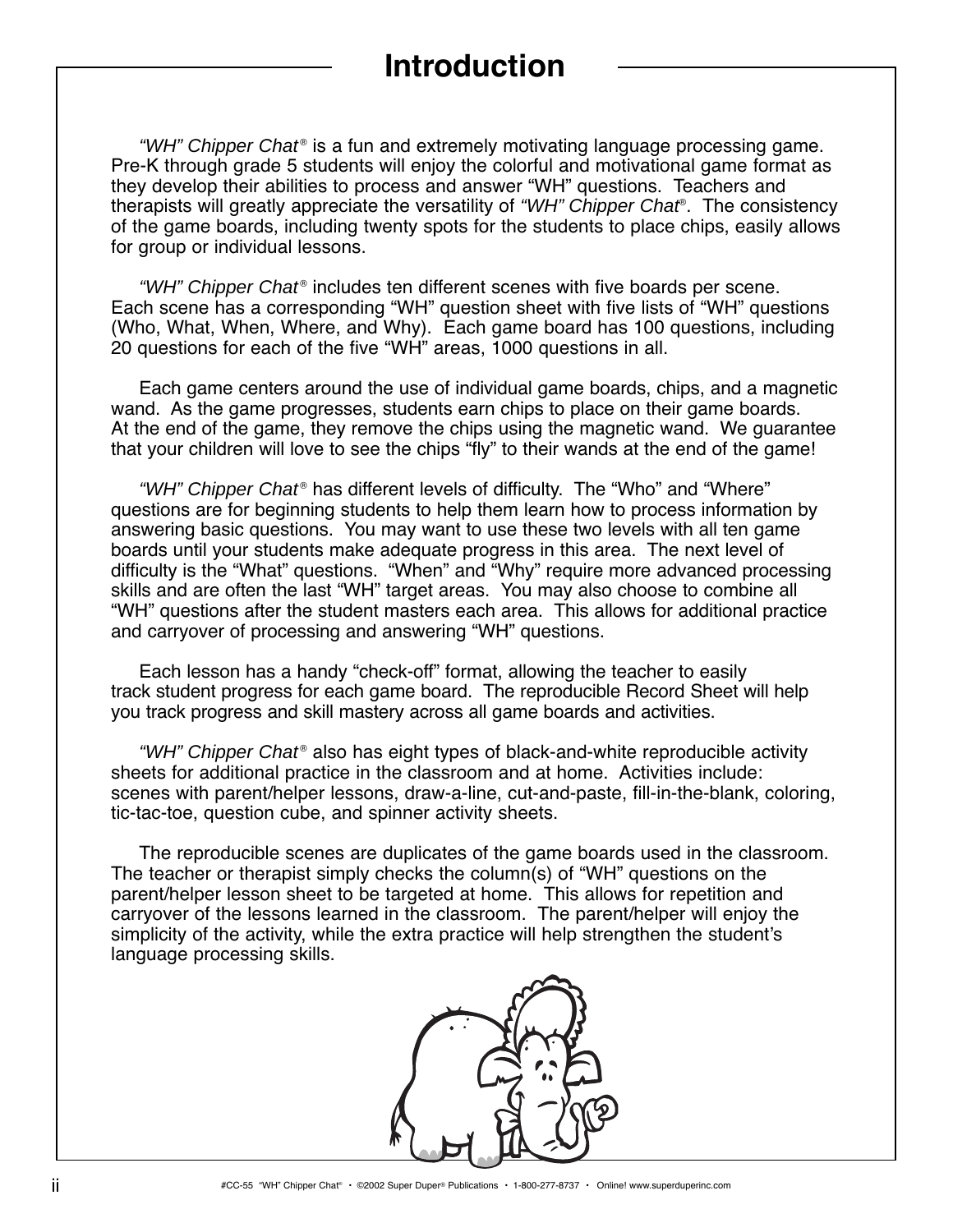# Introduction

*"WH" Chipper Chat®* is a fun and extremely motivating language processing game. Pre-K through grade 5 students will enjoy the colorful and motivational game format as they develop their abilities to process and answer "WH" questions. Teachers and therapists will greatly appreciate the versatility of *"WH" Chipper Chat®*. The consistency of the game boards, including twenty spots for the students to place chips, easily allows for group or individual lessons.

*"WH" Chipper Chat®* includes ten different scenes with five boards per scene. Each scene has a corresponding "WH" question sheet with five lists of "WH" questions (Who, What, When, Where, and Why). Each game board has 100 questions, including 20 questions for each of the five "WH" areas, 1000 questions in all.

Each game centers around the use of individual game boards, chips, and a magnetic wand. As the game progresses, students earn chips to place on their game boards. At the end of the game, they remove the chips using the magnetic wand. We guarantee that your children will love to see the chips "fly" to their wands at the end of the game!

*"WH" Chipper Chat®* has different levels of difficulty. The "Who" and "Where" questions are for beginning students to help them learn how to process information by answering basic questions. You may want to use these two levels with all ten game boards until your students make adequate progress in this area. The next level of difficulty is the "What" questions. "When" and "Why" require more advanced processing skills and are often the last "WH" target areas. You may also choose to combine all "WH" questions after the student masters each area. This allows for additional practice and carryover of processing and answering "WH" questions.

Each lesson has a handy "check-off" format, allowing the teacher to easily track student progress for each game board. The reproducible Record Sheet will help you track progress and skill mastery across all game boards and activities.

*"WH" Chipper Chat®* also has eight types of black-and-white reproducible activity sheets for additional practice in the classroom and at home. Activities include: scenes with parent/helper lessons, draw-a-line, cut-and-paste, fill-in-the-blank, coloring, tic-tac-toe, question cube, and spinner activity sheets.

The reproducible scenes are duplicates of the game boards used in the classroom. The teacher or therapist simply checks the column(s) of "WH" questions on the parent/helper lesson sheet to be targeted at home. This allows for repetition and carryover of the lessons learned in the classroom. The parent/helper will enjoy the simplicity of the activity, while the extra practice will help strengthen the student's language processing skills.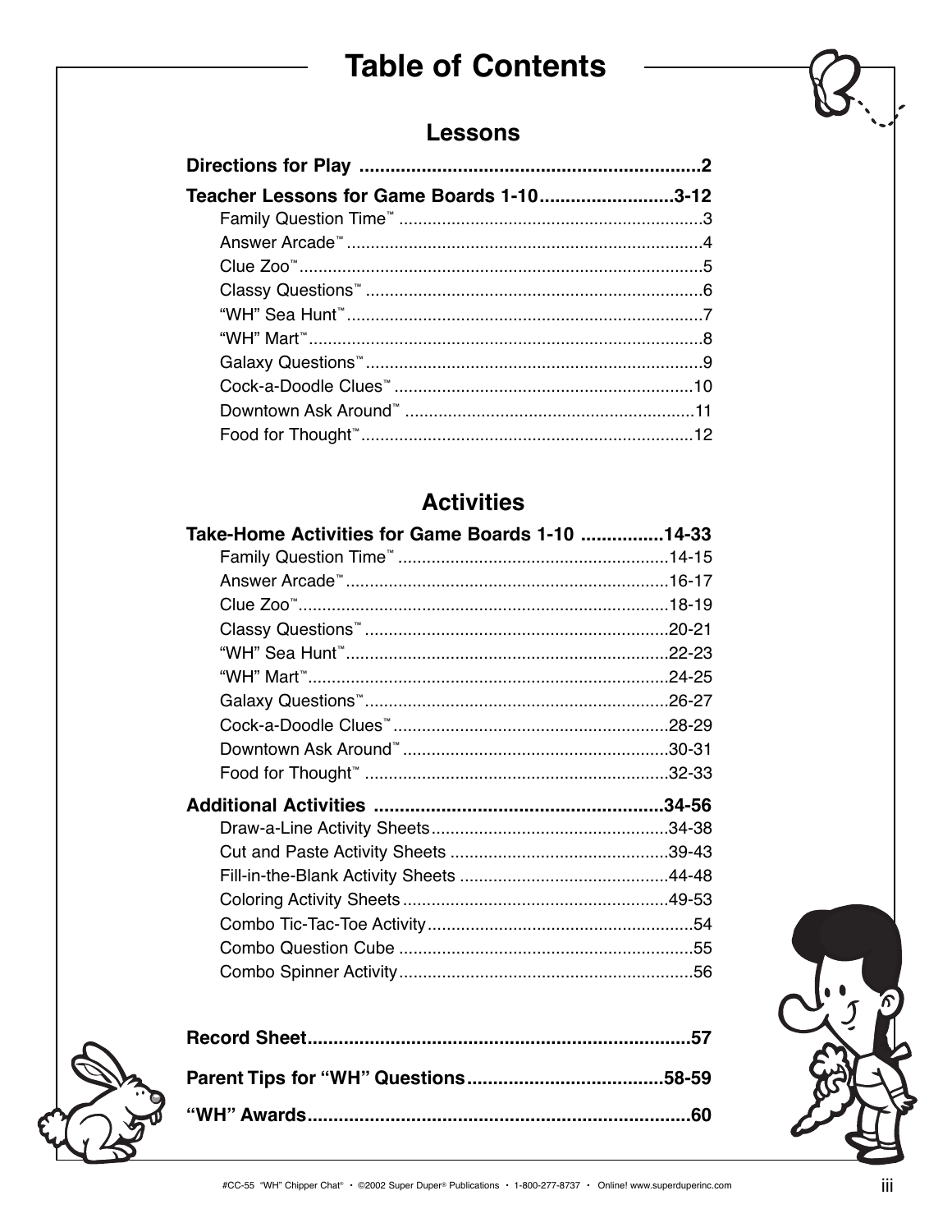# Table of Contents

## Lessons

**Directions for Play .................................................................2**

**Teacher Lessons for Game Boards 1-10.........................3-12**

- Family Question Time™ ...............................................................3
- Answer Arcade™ ..........................................................................4
- Clue Zoo™....................................................................................5
- Classy Questions™ ......................................................................6
- "WH" Sea Hunt™..........................................................................7
- "WH" Mart™..................................................................................8
- Galaxy Questions™.......................................................................9
- Cock-a-Doodle Clues™ ..............................................................10
- Downtown Ask Around™ ............................................................11
- Food for Thought™.....................................................................12

## Activities

**Take-Home Activities for Game Boards 1-10 ................14-33**

- Family Question Time™ .........................................................14-15
- Answer Arcade™....................................................................16-17
- Clue Zoo™..............................................................................18-19
- Classy Questions™ ................................................................20-21
- "WH" Sea Hunt™...................................................................22-23
- "WH" Mart™...........................................................................24-25
- Galaxy Questions™................................................................26-27
- Cock-a-Doodle Clues™..........................................................28-29
- Downtown Ask Around™ ........................................................30-31
- Food for Thought™ ................................................................32-33

**Additional Activities .......................................................34-56**

- Draw-a-Line Activity Sheets..................................................34-38
- Cut and Paste Activity Sheets ..............................................39-43
- Fill-in-the-Blank Activity Sheets ............................................44-48
- Coloring Activity Sheets ........................................................49-53
- Combo Tic-Tac-Toe Activity.......................................................54
- Combo Question Cube .............................................................55
- Combo Spinner Activity.............................................................56

**Record Sheet.........................................................................57**

**Parent Tips for "WH" Questions.....................................58-59**

**"WH" Awards.........................................................................60**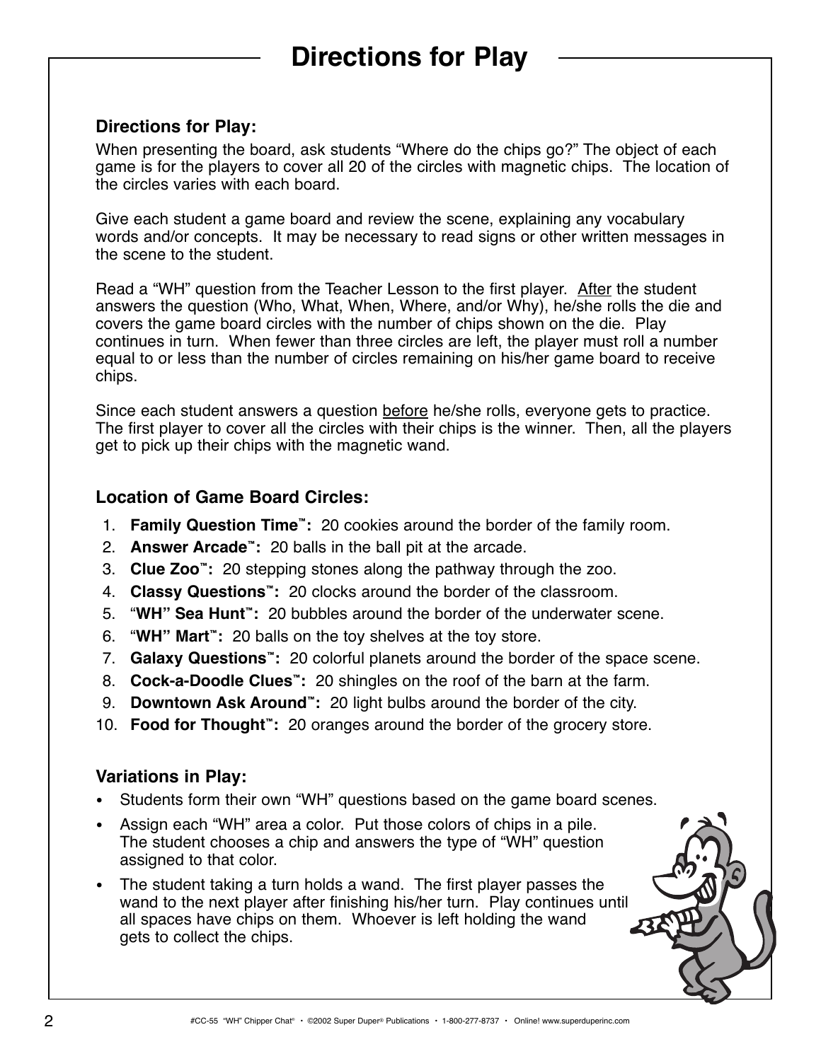# Directions for Play

### Directions for Play:

When presenting the board, ask students "Where do the chips go?" The object of each game is for the players to cover all 20 of the circles with magnetic chips. The location of the circles varies with each board.

Give each student a game board and review the scene, explaining any vocabulary words and/or concepts. It may be necessary to read signs or other written messages in the scene to the student.

Read a "WH" question from the Teacher Lesson to the first player. After the student answers the question (Who, What, When, Where, and/or Why), he/she rolls the die and covers the game board circles with the number of chips shown on the die. Play continues in turn. When fewer than three circles are left, the player must roll a number equal to or less than the number of circles remaining on his/her game board to receive chips.

Since each student answers a question before he/she rolls, everyone gets to practice. The first player to cover all the circles with their chips is the winner. Then, all the players get to pick up their chips with the magnetic wand.

### Location of Game Board Circles:

1. **Family Question Time™:** 20 cookies around the border of the family room.
2. **Answer Arcade™:** 20 balls in the ball pit at the arcade.
3. **Clue Zoo™:** 20 stepping stones along the pathway through the zoo.
4. **Classy Questions™:** 20 clocks around the border of the classroom.
5. **"WH" Sea Hunt™:** 20 bubbles around the border of the underwater scene.
6. **"WH" Mart™:** 20 balls on the toy shelves at the toy store.
7. **Galaxy Questions™:** 20 colorful planets around the border of the space scene.
8. **Cock-a-Doodle Clues™:** 20 shingles on the roof of the barn at the farm.
9. **Downtown Ask Around™:** 20 light bulbs around the border of the city.
10. **Food for Thought™:** 20 oranges around the border of the grocery store.

### Variations in Play:

- Students form their own "WH" questions based on the game board scenes.
- Assign each "WH" area a color. Put those colors of chips in a pile. The student chooses a chip and answers the type of "WH" question assigned to that color.
- The student taking a turn holds a wand. The first player passes the wand to the next player after finishing his/her turn. Play continues until all spaces have chips on them. Whoever is left holding the wand gets to collect the chips.